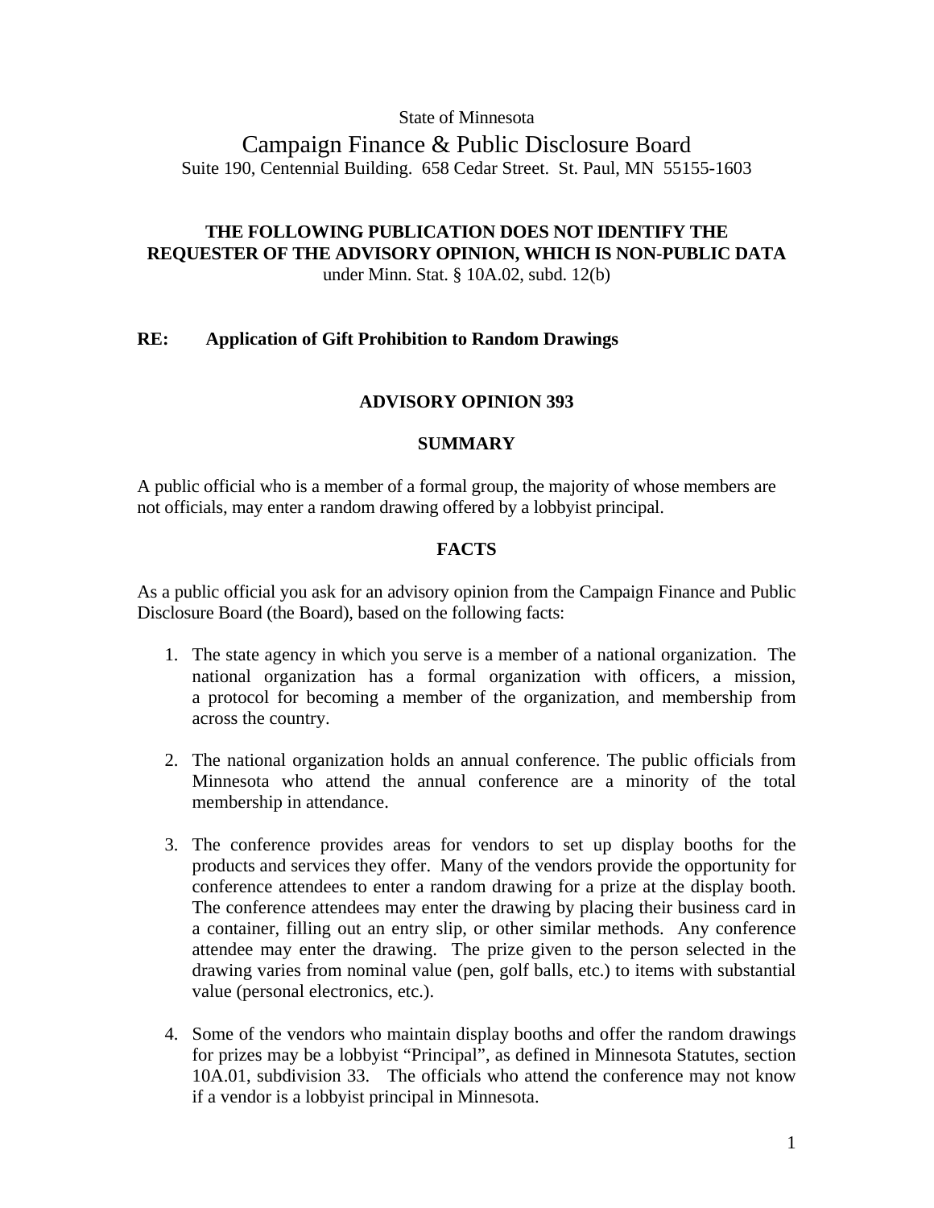State of Minnesota

# Campaign Finance & Public Disclosure Board

Suite 190, Centennial Building. 658 Cedar Street. St. Paul, MN 55155-1603

**THE FOLLOWING PUBLICATION DOES NOT IDENTIFY THE REQUESTER OF THE ADVISORY OPINION, WHICH IS NON-PUBLIC DATA**
under Minn. Stat. § 10A.02, subd. 12(b)

**RE: Application of Gift Prohibition to Random Drawings**

## ADVISORY OPINION 393

### SUMMARY

A public official who is a member of a formal group, the majority of whose members are not officials, may enter a random drawing offered by a lobbyist principal.

### FACTS

As a public official you ask for an advisory opinion from the Campaign Finance and Public Disclosure Board (the Board), based on the following facts:

1. The state agency in which you serve is a member of a national organization. The national organization has a formal organization with officers, a mission, a protocol for becoming a member of the organization, and membership from across the country.

2. The national organization holds an annual conference. The public officials from Minnesota who attend the annual conference are a minority of the total membership in attendance.

3. The conference provides areas for vendors to set up display booths for the products and services they offer. Many of the vendors provide the opportunity for conference attendees to enter a random drawing for a prize at the display booth. The conference attendees may enter the drawing by placing their business card in a container, filling out an entry slip, or other similar methods. Any conference attendee may enter the drawing. The prize given to the person selected in the drawing varies from nominal value (pen, golf balls, etc.) to items with substantial value (personal electronics, etc.).

4. Some of the vendors who maintain display booths and offer the random drawings for prizes may be a lobbyist "Principal", as defined in Minnesota Statutes, section 10A.01, subdivision 33. The officials who attend the conference may not know if a vendor is a lobbyist principal in Minnesota.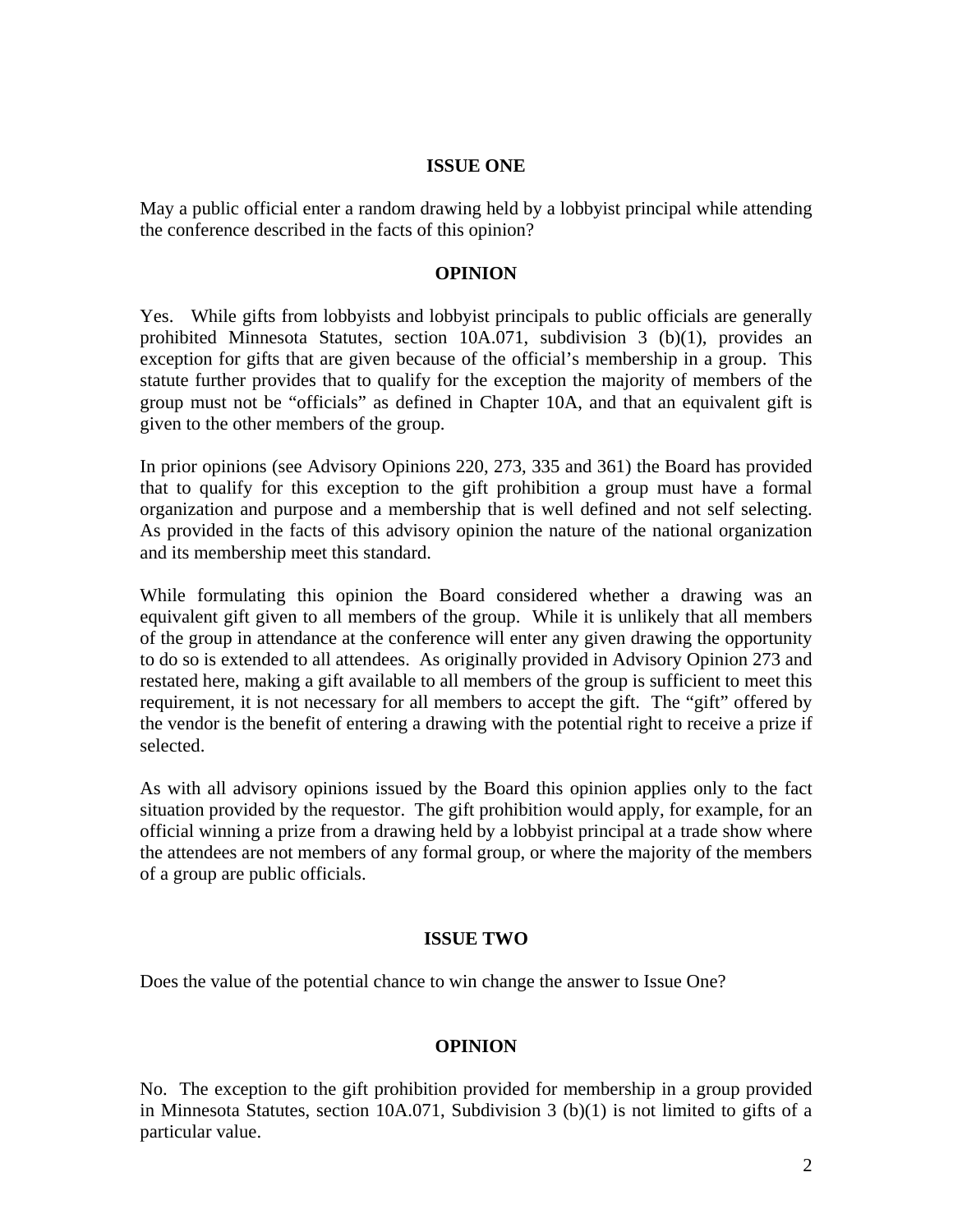### ISSUE ONE

May a public official enter a random drawing held by a lobbyist principal while attending the conference described in the facts of this opinion?

### OPINION

Yes. While gifts from lobbyists and lobbyist principals to public officials are generally prohibited Minnesota Statutes, section 10A.071, subdivision 3 (b)(1), provides an exception for gifts that are given because of the official's membership in a group. This statute further provides that to qualify for the exception the majority of members of the group must not be "officials" as defined in Chapter 10A, and that an equivalent gift is given to the other members of the group.

In prior opinions (see Advisory Opinions 220, 273, 335 and 361) the Board has provided that to qualify for this exception to the gift prohibition a group must have a formal organization and purpose and a membership that is well defined and not self selecting. As provided in the facts of this advisory opinion the nature of the national organization and its membership meet this standard.

While formulating this opinion the Board considered whether a drawing was an equivalent gift given to all members of the group. While it is unlikely that all members of the group in attendance at the conference will enter any given drawing the opportunity to do so is extended to all attendees. As originally provided in Advisory Opinion 273 and restated here, making a gift available to all members of the group is sufficient to meet this requirement, it is not necessary for all members to accept the gift. The "gift" offered by the vendor is the benefit of entering a drawing with the potential right to receive a prize if selected.

As with all advisory opinions issued by the Board this opinion applies only to the fact situation provided by the requestor. The gift prohibition would apply, for example, for an official winning a prize from a drawing held by a lobbyist principal at a trade show where the attendees are not members of any formal group, or where the majority of the members of a group are public officials.

### ISSUE TWO

Does the value of the potential chance to win change the answer to Issue One?

### OPINION

No. The exception to the gift prohibition provided for membership in a group provided in Minnesota Statutes, section 10A.071, Subdivision 3 (b)(1) is not limited to gifts of a particular value.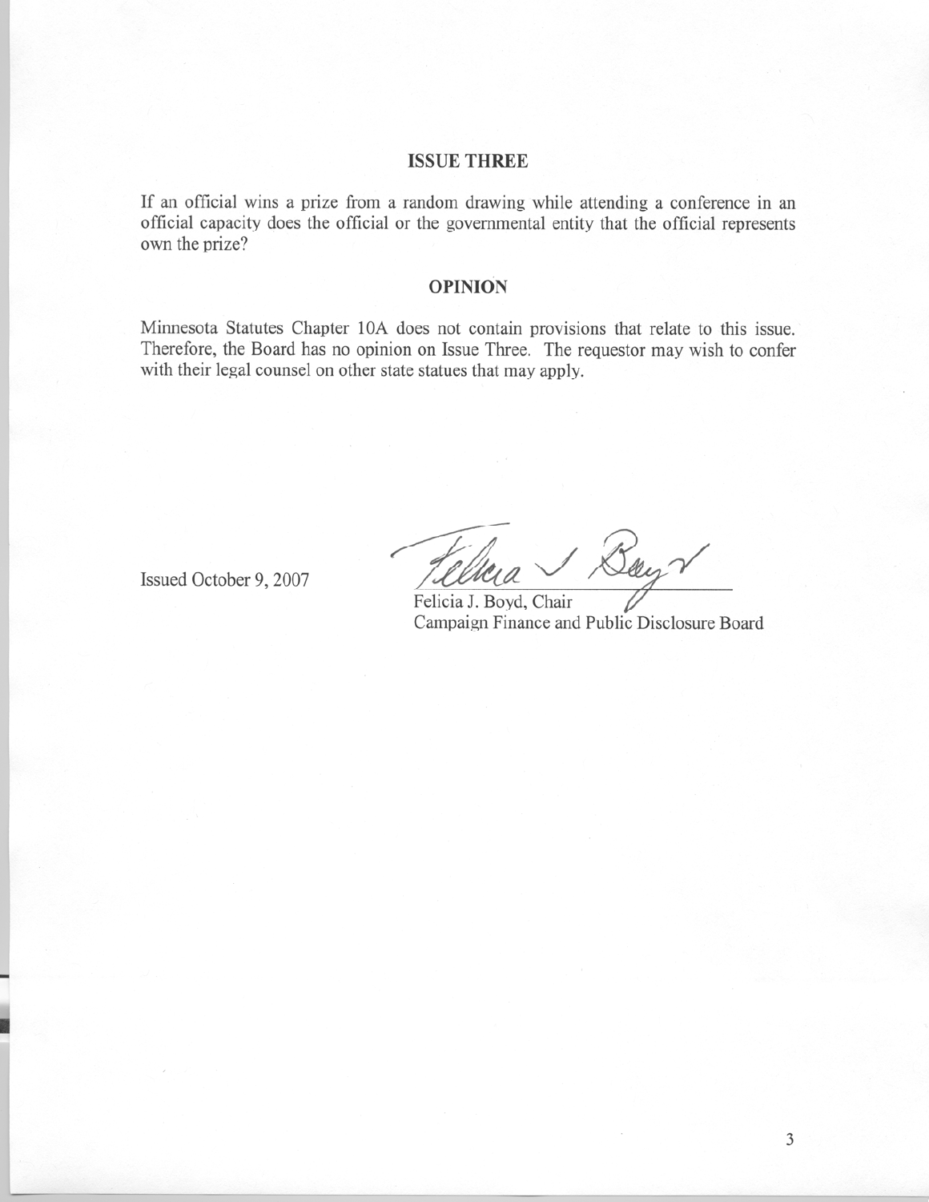## ISSUE THREE

If an official wins a prize from a random drawing while attending a conference in an official capacity does the official or the governmental entity that the official represents own the prize?

## OPINION

Minnesota Statutes Chapter 10A does not contain provisions that relate to this issue. Therefore, the Board has no opinion on Issue Three. The requestor may wish to confer with their legal counsel on other state statues that may apply.

Issued October 9, 2007

Felicia J. Boyd, Chair
Campaign Finance and Public Disclosure Board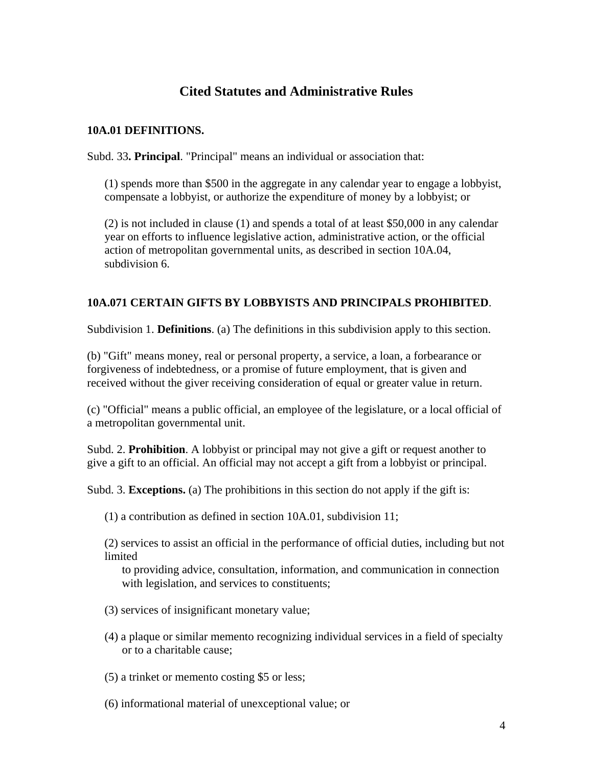# Cited Statutes and Administrative Rules

**10A.01 DEFINITIONS.**

Subd. 33**. Principal**. "Principal" means an individual or association that:

> (1) spends more than $500 in the aggregate in any calendar year to engage a lobbyist, compensate a lobbyist, or authorize the expenditure of money by a lobbyist; or
>
> (2) is not included in clause (1) and spends a total of at least $50,000 in any calendar year on efforts to influence legislative action, administrative action, or the official action of metropolitan governmental units, as described in section 10A.04, subdivision 6.

**10A.071 CERTAIN GIFTS BY LOBBYISTS AND PRINCIPALS PROHIBITED**.

Subdivision 1. **Definitions**. (a) The definitions in this subdivision apply to this section.

(b) "Gift" means money, real or personal property, a service, a loan, a forbearance or forgiveness of indebtedness, or a promise of future employment, that is given and received without the giver receiving consideration of equal or greater value in return.

(c) "Official" means a public official, an employee of the legislature, or a local official of a metropolitan governmental unit.

Subd. 2. **Prohibition**. A lobbyist or principal may not give a gift or request another to give a gift to an official. An official may not accept a gift from a lobbyist or principal.

Subd. 3. **Exceptions.** (a) The prohibitions in this section do not apply if the gift is:

> (1) a contribution as defined in section 10A.01, subdivision 11;
>
> (2) services to assist an official in the performance of official duties, including but not limited to providing advice, consultation, information, and communication in connection with legislation, and services to constituents;
>
> (3) services of insignificant monetary value;
>
> (4) a plaque or similar memento recognizing individual services in a field of specialty or to a charitable cause;
>
> (5) a trinket or memento costing $5 or less;
>
> (6) informational material of unexceptional value; or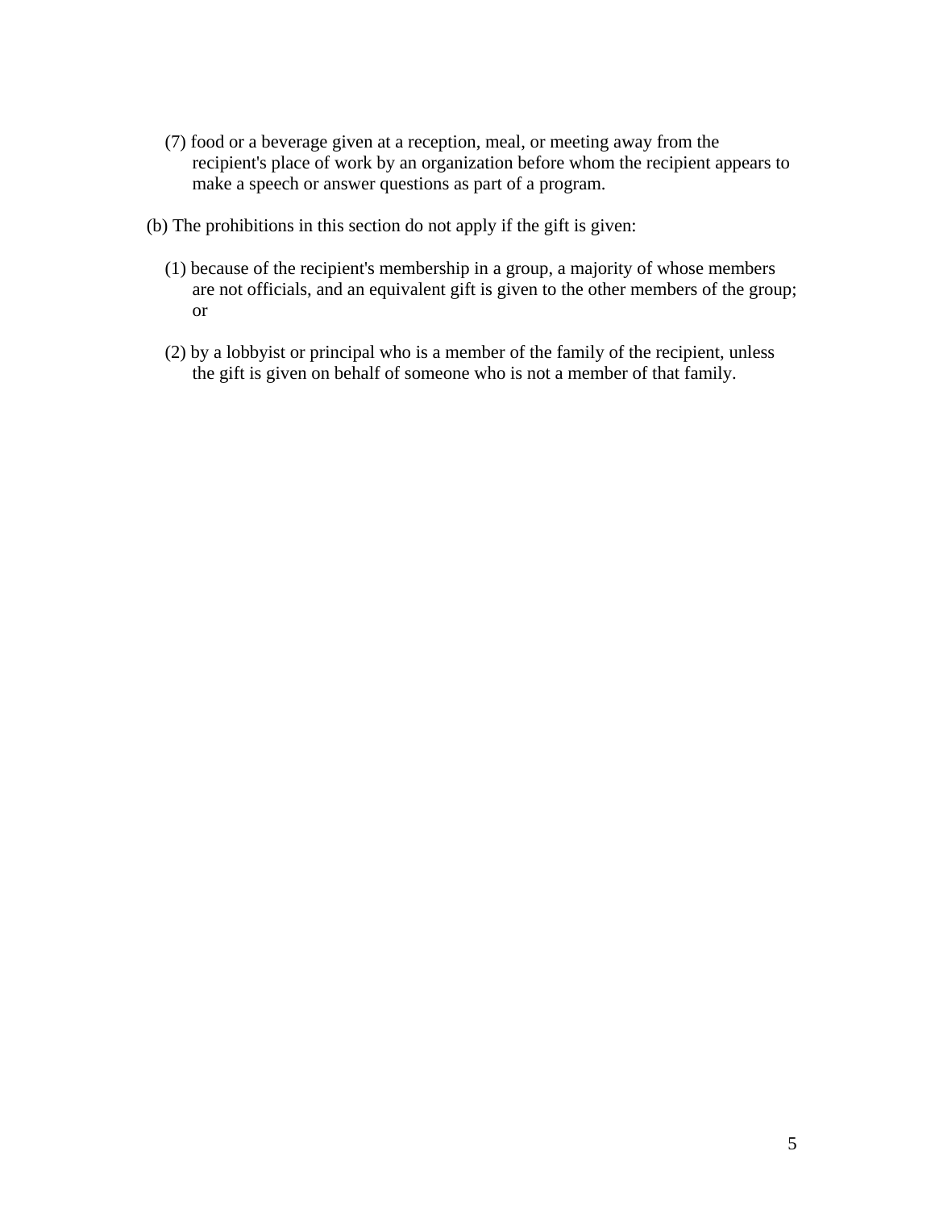(7) food or a beverage given at a reception, meal, or meeting away from the recipient's place of work by an organization before whom the recipient appears to make a speech or answer questions as part of a program.

(b) The prohibitions in this section do not apply if the gift is given:

(1) because of the recipient's membership in a group, a majority of whose members are not officials, and an equivalent gift is given to the other members of the group; or

(2) by a lobbyist or principal who is a member of the family of the recipient, unless the gift is given on behalf of someone who is not a member of that family.